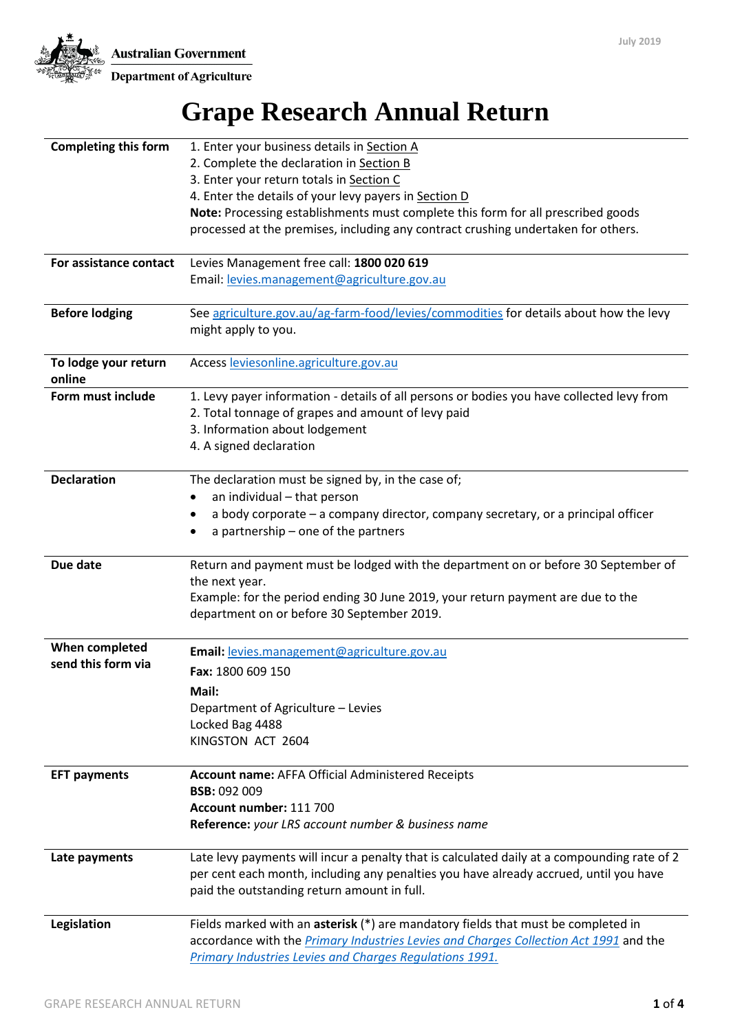Australian Government

Department of Agriculture

July 2019

# Grape Research Annual Return

| | |
|---|---|
| **Completing this form** | 1. Enter your business details in Section A<br>2. Complete the declaration in Section B<br>3. Enter your return totals in Section C<br>4. Enter the details of your levy payers in Section D<br>**Note:** Processing establishments must complete this form for all prescribed goods processed at the premises, including any contract crushing undertaken for others. |
| **For assistance contact** | Levies Management free call: **1800 020 619**<br>Email: levies.management@agriculture.gov.au |
| **Before lodging** | See agriculture.gov.au/ag-farm-food/levies/commodities for details about how the levy might apply to you. |
| **To lodge your return online** | Access leviesonline.agriculture.gov.au |
| **Form must include** | 1. Levy payer information - details of all persons or bodies you have collected levy from<br>2. Total tonnage of grapes and amount of levy paid<br>3. Information about lodgement<br>4. A signed declaration |
| **Declaration** | The declaration must be signed by, in the case of;<br>• an individual – that person<br>• a body corporate – a company director, company secretary, or a principal officer<br>• a partnership – one of the partners |
| **Due date** | Return and payment must be lodged with the department on or before 30 September of the next year.<br>Example: for the period ending 30 June 2019, your return payment are due to the department on or before 30 September 2019. |
| **When completed send this form via** | **Email:** levies.management@agriculture.gov.au<br>**Fax:** 1800 609 150<br>**Mail:**<br>Department of Agriculture – Levies<br>Locked Bag 4488<br>KINGSTON ACT 2604 |
| **EFT payments** | **Account name:** AFFA Official Administered Receipts<br>**BSB:** 092 009<br>**Account number:** 111 700<br>**Reference:** *your LRS account number & business name* |
| **Late payments** | Late levy payments will incur a penalty that is calculated daily at a compounding rate of 2 per cent each month, including any penalties you have already accrued, until you have paid the outstanding return amount in full. |
| **Legislation** | Fields marked with an **asterisk** (*) are mandatory fields that must be completed in accordance with the *Primary Industries Levies and Charges Collection Act 1991* and the *Primary Industries Levies and Charges Regulations 1991.* |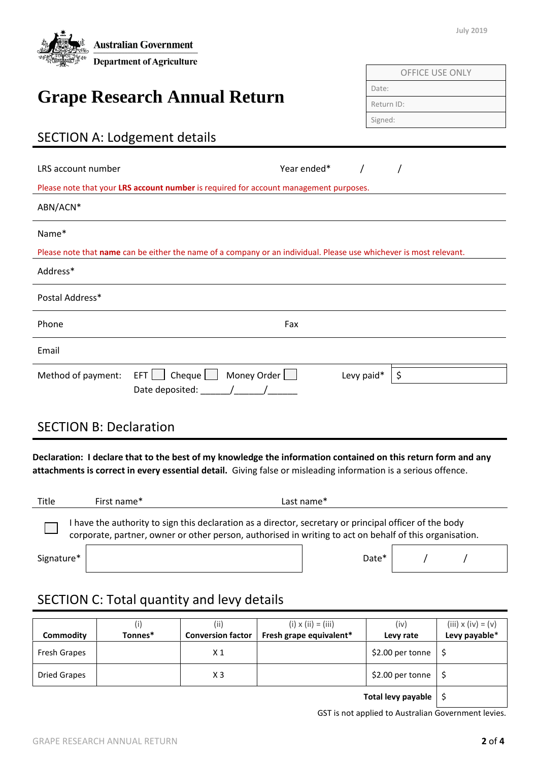Australian Government
Department of Agriculture

| OFFICE USE ONLY |
|---|
| Date: |
| Return ID: |
| Signed: |

# Grape Research Annual Return

## SECTION A: Lodgement details

LRS account number                                        Year ended*     /     /

Please note that your **LRS account number** is required for account management purposes.

ABN/ACN*

Name*

Please note that **name** can be either the name of a company or an individual. Please use whichever is most relevant.

Address*

Postal Address*

Phone                                        Fax

Email

Method of payment: EFT ☐ Cheque ☐ Money Order ☐          Levy paid* $

Date deposited: ______/______/______

## SECTION B: Declaration

**Declaration: I declare that to the best of my knowledge the information contained on this return form and any attachments is correct in every essential detail.** Giving false or misleading information is a serious offence.

Title          First name*                                        Last name*

☐ I have the authority to sign this declaration as a director, secretary or principal officer of the body corporate, partner, owner or other person, authorised in writing to act on behalf of this organisation.

Signature*                                        Date*     /     /

## SECTION C: Total quantity and levy details

| Commodity | (i) Tonnes* | (ii) Conversion factor | (i) x (ii) = (iii) Fresh grape equivalent* | (iv) Levy rate | (iii) x (iv) = (v) Levy payable* |
|---|---|---|---|---|---|
| Fresh Grapes | | X 1 | | $2.00 per tonne | $ |
| Dried Grapes | | X 3 | | $2.00 per tonne | $ |
| | | | | **Total levy payable** | $ |

GST is not applied to Australian Government levies.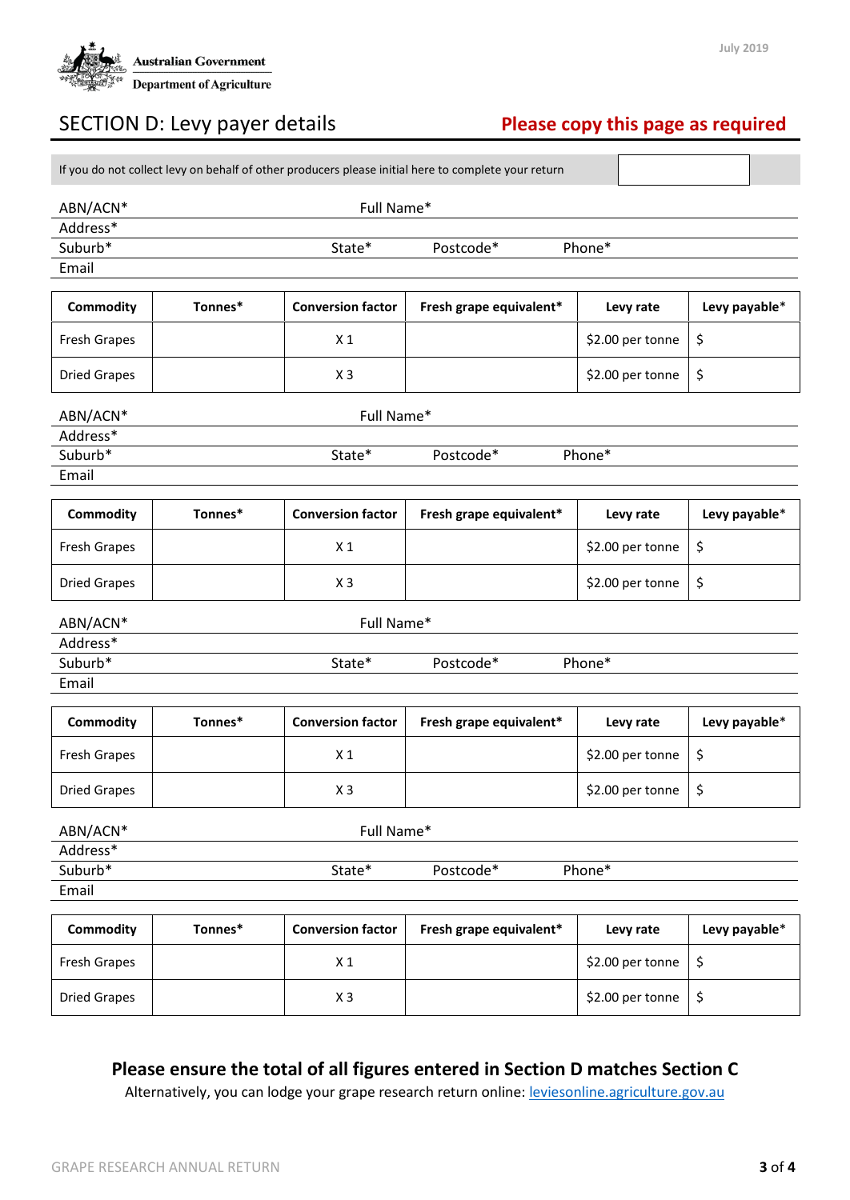Australian Government
Department of Agriculture

July 2019

## SECTION D: Levy payer details

**Please copy this page as required**

If you do not collect levy on behalf of other producers please initial here to complete your return

ABN/ACN* Full Name*
Address*
Suburb* State* Postcode* Phone*
Email

| Commodity | Tonnes* | Conversion factor | Fresh grape equivalent* | Levy rate | Levy payable* |
|---|---|---|---|---|---|
| Fresh Grapes | | X 1 | | $2.00 per tonne | $ |
| Dried Grapes | | X 3 | | $2.00 per tonne | $ |

ABN/ACN* Full Name*
Address*
Suburb* State* Postcode* Phone*
Email

| Commodity | Tonnes* | Conversion factor | Fresh grape equivalent* | Levy rate | Levy payable* |
|---|---|---|---|---|---|
| Fresh Grapes | | X 1 | | $2.00 per tonne | $ |
| Dried Grapes | | X 3 | | $2.00 per tonne | $ |

ABN/ACN* Full Name*
Address*
Suburb* State* Postcode* Phone*
Email

| Commodity | Tonnes* | Conversion factor | Fresh grape equivalent* | Levy rate | Levy payable* |
|---|---|---|---|---|---|
| Fresh Grapes | | X 1 | | $2.00 per tonne | $ |
| Dried Grapes | | X 3 | | $2.00 per tonne | $ |

ABN/ACN* Full Name*
Address*
Suburb* State* Postcode* Phone*
Email

| Commodity | Tonnes* | Conversion factor | Fresh grape equivalent* | Levy rate | Levy payable* |
|---|---|---|---|---|---|
| Fresh Grapes | | X 1 | | $2.00 per tonne | $ |
| Dried Grapes | | X 3 | | $2.00 per tonne | $ |

**Please ensure the total of all figures entered in Section D matches Section C**

Alternatively, you can lodge your grape research return online: [leviesonline.agriculture.gov.au](leviesonline.agriculture.gov.au)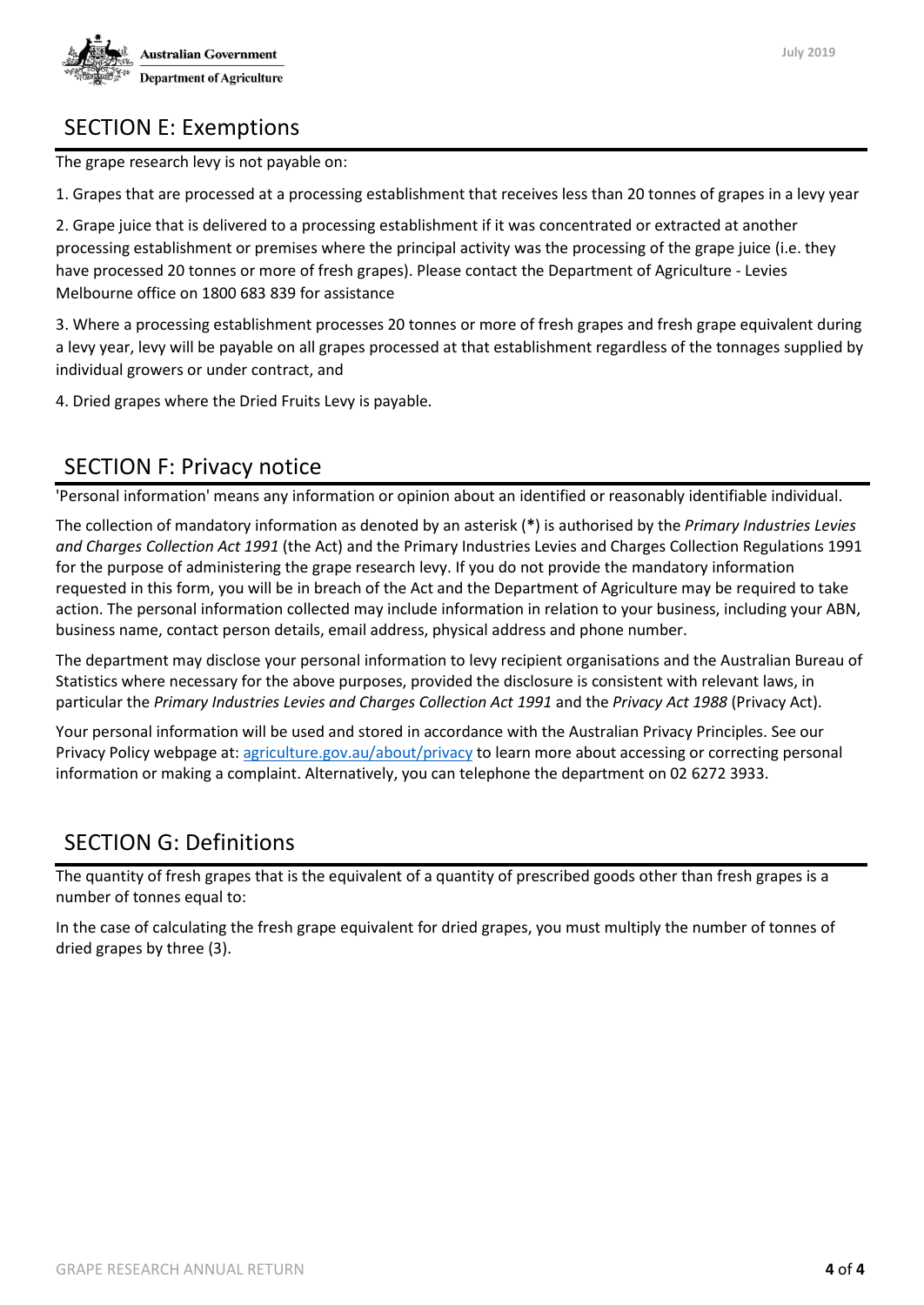## SECTION E: Exemptions

The grape research levy is not payable on:

1. Grapes that are processed at a processing establishment that receives less than 20 tonnes of grapes in a levy year

2. Grape juice that is delivered to a processing establishment if it was concentrated or extracted at another processing establishment or premises where the principal activity was the processing of the grape juice (i.e. they have processed 20 tonnes or more of fresh grapes). Please contact the Department of Agriculture - Levies Melbourne office on 1800 683 839 for assistance

3. Where a processing establishment processes 20 tonnes or more of fresh grapes and fresh grape equivalent during a levy year, levy will be payable on all grapes processed at that establishment regardless of the tonnages supplied by individual growers or under contract, and

4. Dried grapes where the Dried Fruits Levy is payable.

## SECTION F: Privacy notice

'Personal information' means any information or opinion about an identified or reasonably identifiable individual.

The collection of mandatory information as denoted by an asterisk (**\***) is authorised by the *Primary Industries Levies and Charges Collection Act 1991* (the Act) and the Primary Industries Levies and Charges Collection Regulations 1991 for the purpose of administering the grape research levy. If you do not provide the mandatory information requested in this form, you will be in breach of the Act and the Department of Agriculture may be required to take action. The personal information collected may include information in relation to your business, including your ABN, business name, contact person details, email address, physical address and phone number.

The department may disclose your personal information to levy recipient organisations and the Australian Bureau of Statistics where necessary for the above purposes, provided the disclosure is consistent with relevant laws, in particular the *Primary Industries Levies and Charges Collection Act 1991* and the *Privacy Act 1988* (Privacy Act).

Your personal information will be used and stored in accordance with the Australian Privacy Principles. See our Privacy Policy webpage at: [agriculture.gov.au/about/privacy](agriculture.gov.au/about/privacy) to learn more about accessing or correcting personal information or making a complaint. Alternatively, you can telephone the department on 02 6272 3933.

## SECTION G: Definitions

The quantity of fresh grapes that is the equivalent of a quantity of prescribed goods other than fresh grapes is a number of tonnes equal to:

In the case of calculating the fresh grape equivalent for dried grapes, you must multiply the number of tonnes of dried grapes by three (3).